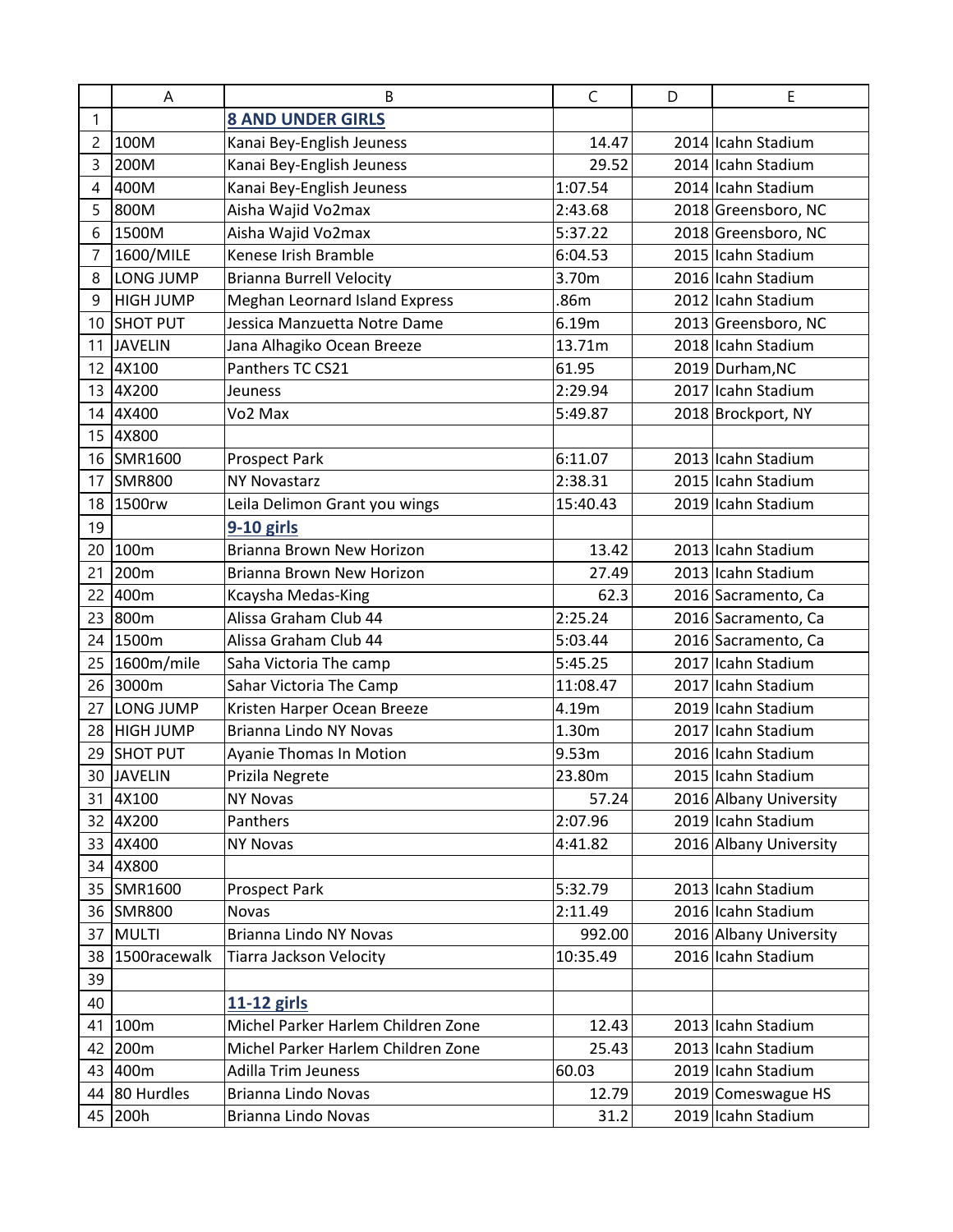| | A | B | C | D | E |
|---|---|---|---|---|---|
| 1 | | **8 AND UNDER GIRLS** | | | |
| 2 | 100M | Kanai Bey-English Jeuness | 14.47 | 2014 | Icahn Stadium |
| 3 | 200M | Kanai Bey-English Jeuness | 29.52 | 2014 | Icahn Stadium |
| 4 | 400M | Kanai Bey-English Jeuness | 1:07.54 | 2014 | Icahn Stadium |
| 5 | 800M | Aisha Wajid Vo2max | 2:43.68 | 2018 | Greensboro, NC |
| 6 | 1500M | Aisha Wajid Vo2max | 5:37.22 | 2018 | Greensboro, NC |
| 7 | 1600/MILE | Kenese Irish Bramble | 6:04.53 | 2015 | Icahn Stadium |
| 8 | LONG JUMP | Brianna Burrell Velocity | 3.70m | 2016 | Icahn Stadium |
| 9 | HIGH JUMP | Meghan Leornard Island Express | .86m | 2012 | Icahn Stadium |
| 10 | SHOT PUT | Jessica Manzuetta Notre Dame | 6.19m | 2013 | Greensboro, NC |
| 11 | JAVELIN | Jana Alhagiko Ocean Breeze | 13.71m | 2018 | Icahn Stadium |
| 12 | 4X100 | Panthers TC CS21 | 61.95 | 2019 | Durham,NC |
| 13 | 4X200 | Jeuness | 2:29.94 | 2017 | Icahn Stadium |
| 14 | 4X400 | Vo2 Max | 5:49.87 | 2018 | Brockport, NY |
| 15 | 4X800 | | | | |
| 16 | SMR1600 | Prospect Park | 6:11.07 | 2013 | Icahn Stadium |
| 17 | SMR800 | NY Novastarz | 2:38.31 | 2015 | Icahn Stadium |
| 18 | 1500rw | Leila Delimon Grant you wings | 15:40.43 | 2019 | Icahn Stadium |
| 19 | | **9-10 girls** | | | |
| 20 | 100m | Brianna Brown New Horizon | 13.42 | 2013 | Icahn Stadium |
| 21 | 200m | Brianna Brown New Horizon | 27.49 | 2013 | Icahn Stadium |
| 22 | 400m | Kcaysha Medas-King | 62.3 | 2016 | Sacramento, Ca |
| 23 | 800m | Alissa Graham Club 44 | 2:25.24 | 2016 | Sacramento, Ca |
| 24 | 1500m | Alissa Graham Club 44 | 5:03.44 | 2016 | Sacramento, Ca |
| 25 | 1600m/mile | Saha Victoria The camp | 5:45.25 | 2017 | Icahn Stadium |
| 26 | 3000m | Sahar Victoria The Camp | 11:08.47 | 2017 | Icahn Stadium |
| 27 | LONG JUMP | Kristen Harper Ocean Breeze | 4.19m | 2019 | Icahn Stadium |
| 28 | HIGH JUMP | Brianna Lindo NY Novas | 1.30m | 2017 | Icahn Stadium |
| 29 | SHOT PUT | Ayanie Thomas In Motion | 9.53m | 2016 | Icahn Stadium |
| 30 | JAVELIN | Prizila Negrete | 23.80m | 2015 | Icahn Stadium |
| 31 | 4X100 | NY Novas | 57.24 | 2016 | Albany University |
| 32 | 4X200 | Panthers | 2:07.96 | 2019 | Icahn Stadium |
| 33 | 4X400 | NY Novas | 4:41.82 | 2016 | Albany University |
| 34 | 4X800 | | | | |
| 35 | SMR1600 | Prospect Park | 5:32.79 | 2013 | Icahn Stadium |
| 36 | SMR800 | Novas | 2:11.49 | 2016 | Icahn Stadium |
| 37 | MULTI | Brianna Lindo NY Novas | 992.00 | 2016 | Albany University |
| 38 | 1500racewalk | Tiarra Jackson Velocity | 10:35.49 | 2016 | Icahn Stadium |
| 39 | | | | | |
| 40 | | **11-12 girls** | | | |
| 41 | 100m | Michel Parker Harlem Children Zone | 12.43 | 2013 | Icahn Stadium |
| 42 | 200m | Michel Parker Harlem Children Zone | 25.43 | 2013 | Icahn Stadium |
| 43 | 400m | Adilla Trim Jeuness | 60.03 | 2019 | Icahn Stadium |
| 44 | 80 Hurdles | Brianna Lindo Novas | 12.79 | 2019 | Comeswague HS |
| 45 | 200h | Brianna Lindo Novas | 31.2 | 2019 | Icahn Stadium |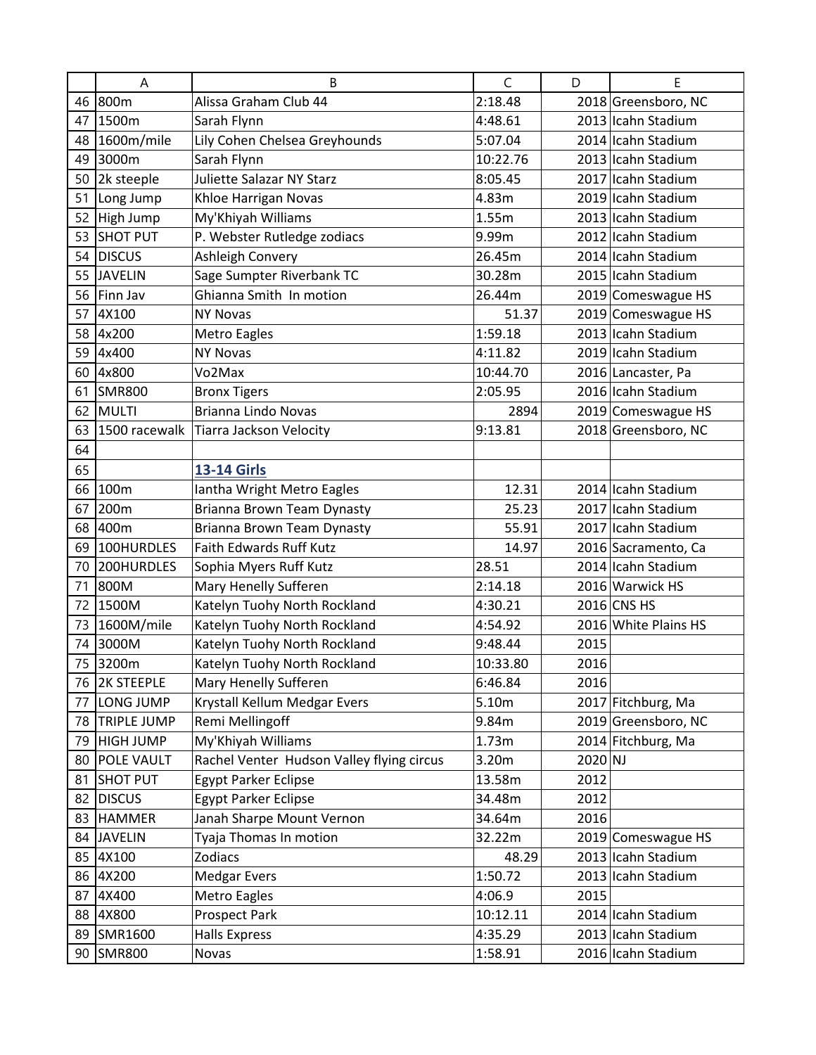| | A | B | C | D | E |
|---|---|---|---|---|---|
| 46 | 800m | Alissa Graham Club 44 | 2:18.48 | 2018 | Greensboro, NC |
| 47 | 1500m | Sarah Flynn | 4:48.61 | 2013 | Icahn Stadium |
| 48 | 1600m/mile | Lily Cohen Chelsea Greyhounds | 5:07.04 | 2014 | Icahn Stadium |
| 49 | 3000m | Sarah Flynn | 10:22.76 | 2013 | Icahn Stadium |
| 50 | 2k steeple | Juliette Salazar NY Starz | 8:05.45 | 2017 | Icahn Stadium |
| 51 | Long Jump | Khloe Harrigan Novas | 4.83m | 2019 | Icahn Stadium |
| 52 | High Jump | My'Khiyah Williams | 1.55m | 2013 | Icahn Stadium |
| 53 | SHOT PUT | P. Webster Rutledge zodiacs | 9.99m | 2012 | Icahn Stadium |
| 54 | DISCUS | Ashleigh Convery | 26.45m | 2014 | Icahn Stadium |
| 55 | JAVELIN | Sage Sumpter Riverbank TC | 30.28m | 2015 | Icahn Stadium |
| 56 | Finn Jav | Ghianna Smith In motion | 26.44m | 2019 | Comeswague HS |
| 57 | 4X100 | NY Novas | 51.37 | 2019 | Comeswague HS |
| 58 | 4x200 | Metro Eagles | 1:59.18 | 2013 | Icahn Stadium |
| 59 | 4x400 | NY Novas | 4:11.82 | 2019 | Icahn Stadium |
| 60 | 4x800 | Vo2Max | 10:44.70 | 2016 | Lancaster, Pa |
| 61 | SMR800 | Bronx Tigers | 2:05.95 | 2016 | Icahn Stadium |
| 62 | MULTI | Brianna Lindo Novas | 2894 | 2019 | Comeswague HS |
| 63 | 1500 racewalk | Tiarra Jackson Velocity | 9:13.81 | 2018 | Greensboro, NC |
| 64 | | | | | |
| 65 | | **13-14 Girls** | | | |
| 66 | 100m | Iantha Wright Metro Eagles | 12.31 | 2014 | Icahn Stadium |
| 67 | 200m | Brianna Brown Team Dynasty | 25.23 | 2017 | Icahn Stadium |
| 68 | 400m | Brianna Brown Team Dynasty | 55.91 | 2017 | Icahn Stadium |
| 69 | 100HURDLES | Faith Edwards Ruff Kutz | 14.97 | 2016 | Sacramento, Ca |
| 70 | 200HURDLES | Sophia Myers Ruff Kutz | 28.51 | 2014 | Icahn Stadium |
| 71 | 800M | Mary Henelly Sufferen | 2:14.18 | 2016 | Warwick HS |
| 72 | 1500M | Katelyn Tuohy North Rockland | 4:30.21 | 2016 | CNS HS |
| 73 | 1600M/mile | Katelyn Tuohy North Rockland | 4:54.92 | 2016 | White Plains HS |
| 74 | 3000M | Katelyn Tuohy North Rockland | 9:48.44 | 2015 | |
| 75 | 3200m | Katelyn Tuohy North Rockland | 10:33.80 | 2016 | |
| 76 | 2K STEEPLE | Mary Henelly Sufferen | 6:46.84 | 2016 | |
| 77 | LONG JUMP | Krystall Kellum Medgar Evers | 5.10m | 2017 | Fitchburg, Ma |
| 78 | TRIPLE JUMP | Remi Mellingoff | 9.84m | 2019 | Greensboro, NC |
| 79 | HIGH JUMP | My'Khiyah Williams | 1.73m | 2014 | Fitchburg, Ma |
| 80 | POLE VAULT | Rachel Venter Hudson Valley flying circus | 3.20m | 2020 | NJ |
| 81 | SHOT PUT | Egypt Parker Eclipse | 13.58m | 2012 | |
| 82 | DISCUS | Egypt Parker Eclipse | 34.48m | 2012 | |
| 83 | HAMMER | Janah Sharpe Mount Vernon | 34.64m | 2016 | |
| 84 | JAVELIN | Tyaja Thomas In motion | 32.22m | 2019 | Comeswague HS |
| 85 | 4X100 | Zodiacs | 48.29 | 2013 | Icahn Stadium |
| 86 | 4X200 | Medgar Evers | 1:50.72 | 2013 | Icahn Stadium |
| 87 | 4X400 | Metro Eagles | 4:06.9 | 2015 | |
| 88 | 4X800 | Prospect Park | 10:12.11 | 2014 | Icahn Stadium |
| 89 | SMR1600 | Halls Express | 4:35.29 | 2013 | Icahn Stadium |
| 90 | SMR800 | Novas | 1:58.91 | 2016 | Icahn Stadium |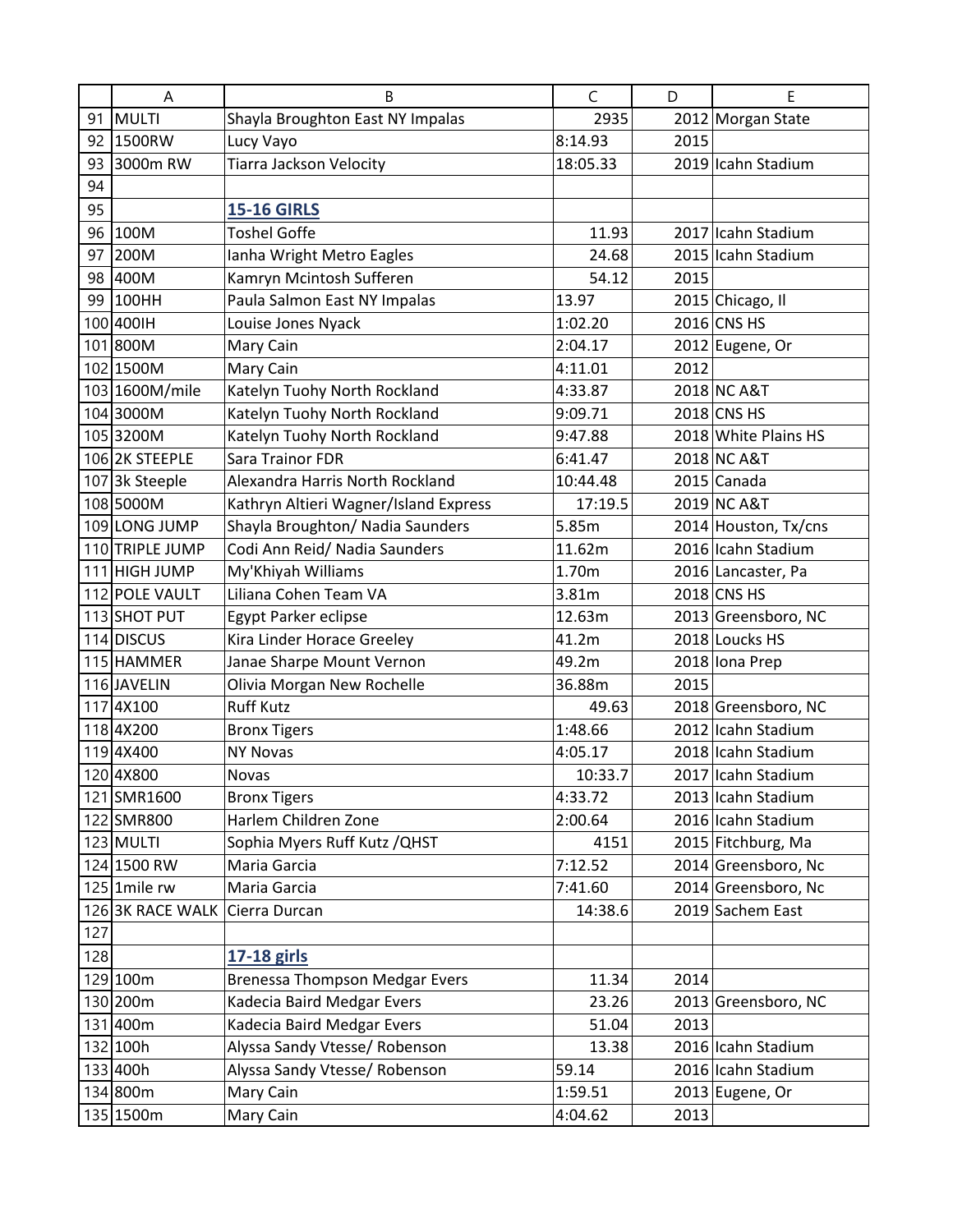|  | A | B | C | D | E |
|---|---|---|---|---|---|
| 91 | MULTI | Shayla Broughton East NY Impalas | 2935 | 2012 | Morgan State |
| 92 | 1500RW | Lucy Vayo | 8:14.93 | 2015 |  |
| 93 | 3000m RW | Tiarra Jackson Velocity | 18:05.33 | 2019 | Icahn Stadium |
| 94 |  |  |  |  |  |
| 95 |  | **15-16 GIRLS** |  |  |  |
| 96 | 100M | Toshel Goffe | 11.93 | 2017 | Icahn Stadium |
| 97 | 200M | Ianha Wright Metro Eagles | 24.68 | 2015 | Icahn Stadium |
| 98 | 400M | Kamryn Mcintosh Sufferen | 54.12 | 2015 |  |
| 99 | 100HH | Paula Salmon East NY Impalas | 13.97 | 2015 | Chicago, Il |
| 100 | 400IH | Louise Jones Nyack | 1:02.20 | 2016 | CNS HS |
| 101 | 800M | Mary Cain | 2:04.17 | 2012 | Eugene, Or |
| 102 | 1500M | Mary Cain | 4:11.01 | 2012 |  |
| 103 | 1600M/mile | Katelyn Tuohy North Rockland | 4:33.87 | 2018 | NC A&T |
| 104 | 3000M | Katelyn Tuohy North Rockland | 9:09.71 | 2018 | CNS HS |
| 105 | 3200M | Katelyn Tuohy North Rockland | 9:47.88 | 2018 | White Plains HS |
| 106 | 2K STEEPLE | Sara Trainor FDR | 6:41.47 | 2018 | NC A&T |
| 107 | 3k Steeple | Alexandra Harris North Rockland | 10:44.48 | 2015 | Canada |
| 108 | 5000M | Kathryn Altieri Wagner/Island Express | 17:19.5 | 2019 | NC A&T |
| 109 | LONG JUMP | Shayla Broughton/ Nadia Saunders | 5.85m | 2014 | Houston, Tx/cns |
| 110 | TRIPLE JUMP | Codi Ann Reid/ Nadia Saunders | 11.62m | 2016 | Icahn Stadium |
| 111 | HIGH JUMP | My'Khiyah Williams | 1.70m | 2016 | Lancaster, Pa |
| 112 | POLE VAULT | Liliana Cohen Team VA | 3.81m | 2018 | CNS HS |
| 113 | SHOT PUT | Egypt Parker eclipse | 12.63m | 2013 | Greensboro, NC |
| 114 | DISCUS | Kira Linder Horace Greeley | 41.2m | 2018 | Loucks HS |
| 115 | HAMMER | Janae Sharpe Mount Vernon | 49.2m | 2018 | Iona Prep |
| 116 | JAVELIN | Olivia Morgan New Rochelle | 36.88m | 2015 |  |
| 117 | 4X100 | Ruff Kutz | 49.63 | 2018 | Greensboro, NC |
| 118 | 4X200 | Bronx Tigers | 1:48.66 | 2012 | Icahn Stadium |
| 119 | 4X400 | NY Novas | 4:05.17 | 2018 | Icahn Stadium |
| 120 | 4X800 | Novas | 10:33.7 | 2017 | Icahn Stadium |
| 121 | SMR1600 | Bronx Tigers | 4:33.72 | 2013 | Icahn Stadium |
| 122 | SMR800 | Harlem Children Zone | 2:00.64 | 2016 | Icahn Stadium |
| 123 | MULTI | Sophia Myers Ruff Kutz /QHST | 4151 | 2015 | Fitchburg, Ma |
| 124 | 1500 RW | Maria Garcia | 7:12.52 | 2014 | Greensboro, Nc |
| 125 | 1mile rw | Maria Garcia | 7:41.60 | 2014 | Greensboro, Nc |
| 126 | 3K RACE WALK | Cierra Durcan | 14:38.6 | 2019 | Sachem East |
| 127 |  |  |  |  |  |
| 128 |  | **17-18 girls** |  |  |  |
| 129 | 100m | Brenessa Thompson Medgar Evers | 11.34 | 2014 |  |
| 130 | 200m | Kadecia Baird Medgar Evers | 23.26 | 2013 | Greensboro, NC |
| 131 | 400m | Kadecia Baird Medgar Evers | 51.04 | 2013 |  |
| 132 | 100h | Alyssa Sandy Vtesse/ Robenson | 13.38 | 2016 | Icahn Stadium |
| 133 | 400h | Alyssa Sandy Vtesse/ Robenson | 59.14 | 2016 | Icahn Stadium |
| 134 | 800m | Mary Cain | 1:59.51 | 2013 | Eugene, Or |
| 135 | 1500m | Mary Cain | 4:04.62 | 2013 |  |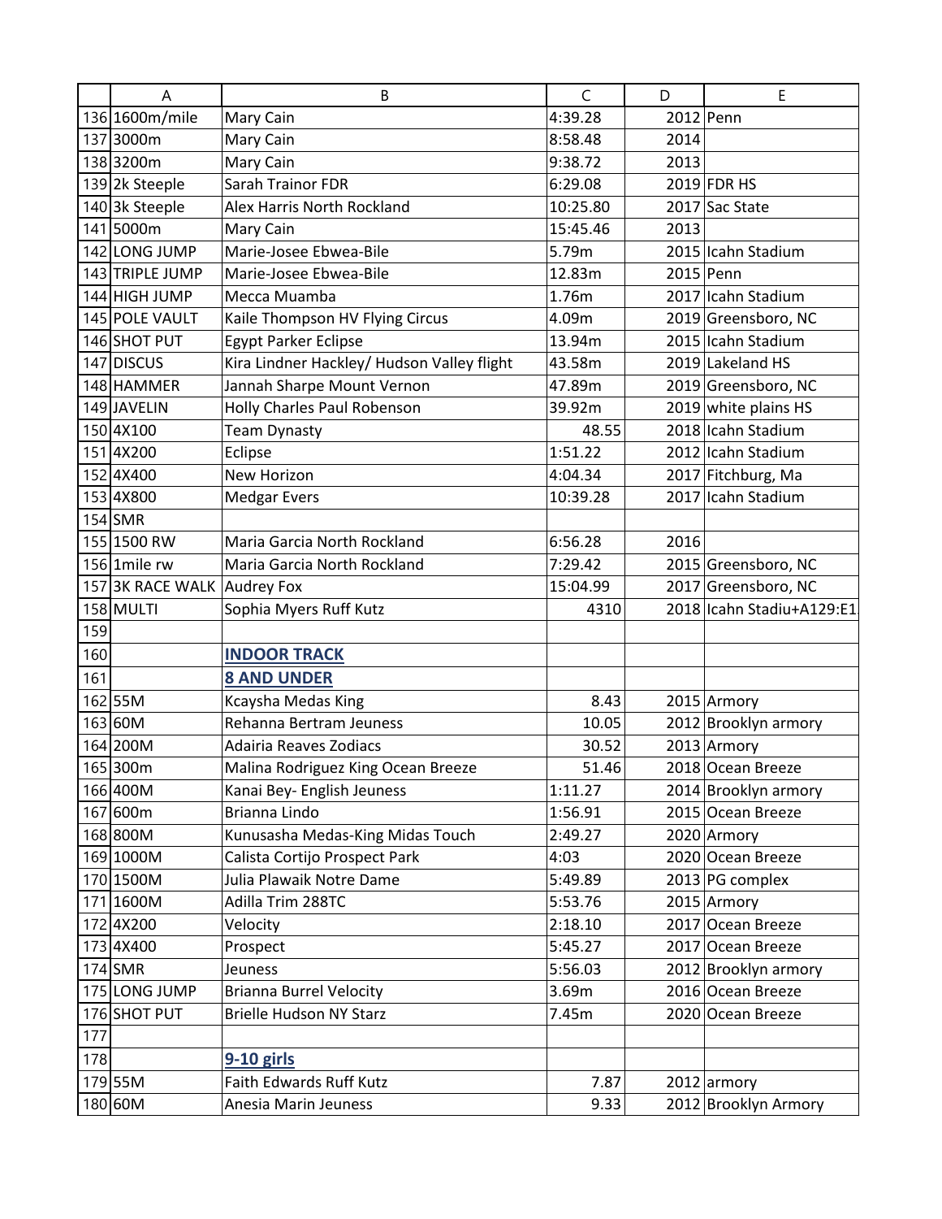| | A | B | C | D | E |
|---|---|---|---|---|---|
| 136 | 1600m/mile | Mary Cain | 4:39.28 | 2012 | Penn |
| 137 | 3000m | Mary Cain | 8:58.48 | 2014 | |
| 138 | 3200m | Mary Cain | 9:38.72 | 2013 | |
| 139 | 2k Steeple | Sarah Trainor FDR | 6:29.08 | 2019 | FDR HS |
| 140 | 3k Steeple | Alex Harris North Rockland | 10:25.80 | 2017 | Sac State |
| 141 | 5000m | Mary Cain | 15:45.46 | 2013 | |
| 142 | LONG JUMP | Marie-Josee Ebwea-Bile | 5.79m | 2015 | Icahn Stadium |
| 143 | TRIPLE JUMP | Marie-Josee Ebwea-Bile | 12.83m | 2015 | Penn |
| 144 | HIGH JUMP | Mecca Muamba | 1.76m | 2017 | Icahn Stadium |
| 145 | POLE VAULT | Kaile Thompson HV Flying Circus | 4.09m | 2019 | Greensboro, NC |
| 146 | SHOT PUT | Egypt Parker Eclipse | 13.94m | 2015 | Icahn Stadium |
| 147 | DISCUS | Kira Lindner Hackley/ Hudson Valley flight | 43.58m | 2019 | Lakeland HS |
| 148 | HAMMER | Jannah Sharpe Mount Vernon | 47.89m | 2019 | Greensboro, NC |
| 149 | JAVELIN | Holly Charles Paul Robenson | 39.92m | 2019 | white plains HS |
| 150 | 4X100 | Team Dynasty | 48.55 | 2018 | Icahn Stadium |
| 151 | 4X200 | Eclipse | 1:51.22 | 2012 | Icahn Stadium |
| 152 | 4X400 | New Horizon | 4:04.34 | 2017 | Fitchburg, Ma |
| 153 | 4X800 | Medgar Evers | 10:39.28 | 2017 | Icahn Stadium |
| 154 | SMR | | | | |
| 155 | 1500 RW | Maria Garcia North Rockland | 6:56.28 | 2016 | |
| 156 | 1mile rw | Maria Garcia North Rockland | 7:29.42 | 2015 | Greensboro, NC |
| 157 | 3K RACE WALK | Audrey Fox | 15:04.99 | 2017 | Greensboro, NC |
| 158 | MULTI | Sophia Myers Ruff Kutz | 4310 | 2018 | Icahn Stadiu+A129:E1 |
| 159 | | | | | |
| 160 | | **INDOOR TRACK** | | | |
| 161 | | **8 AND UNDER** | | | |
| 162 | 55M | Kcaysha Medas King | 8.43 | 2015 | Armory |
| 163 | 60M | Rehanna Bertram Jeuness | 10.05 | 2012 | Brooklyn armory |
| 164 | 200M | Adairia Reaves Zodiacs | 30.52 | 2013 | Armory |
| 165 | 300m | Malina Rodriguez King Ocean Breeze | 51.46 | 2018 | Ocean Breeze |
| 166 | 400M | Kanai Bey- English Jeuness | 1:11.27 | 2014 | Brooklyn armory |
| 167 | 600m | Brianna Lindo | 1:56.91 | 2015 | Ocean Breeze |
| 168 | 800M | Kunusasha Medas-King Midas Touch | 2:49.27 | 2020 | Armory |
| 169 | 1000M | Calista Cortijo Prospect Park | 4:03 | 2020 | Ocean Breeze |
| 170 | 1500M | Julia Plawaik Notre Dame | 5:49.89 | 2013 | PG complex |
| 171 | 1600M | Adilla Trim 288TC | 5:53.76 | 2015 | Armory |
| 172 | 4X200 | Velocity | 2:18.10 | 2017 | Ocean Breeze |
| 173 | 4X400 | Prospect | 5:45.27 | 2017 | Ocean Breeze |
| 174 | SMR | Jeuness | 5:56.03 | 2012 | Brooklyn armory |
| 175 | LONG JUMP | Brianna Burrel Velocity | 3.69m | 2016 | Ocean Breeze |
| 176 | SHOT PUT | Brielle Hudson NY Starz | 7.45m | 2020 | Ocean Breeze |
| 177 | | | | | |
| 178 | | **9-10 girls** | | | |
| 179 | 55M | Faith Edwards Ruff Kutz | 7.87 | 2012 | armory |
| 180 | 60M | Anesia Marin Jeuness | 9.33 | 2012 | Brooklyn Armory |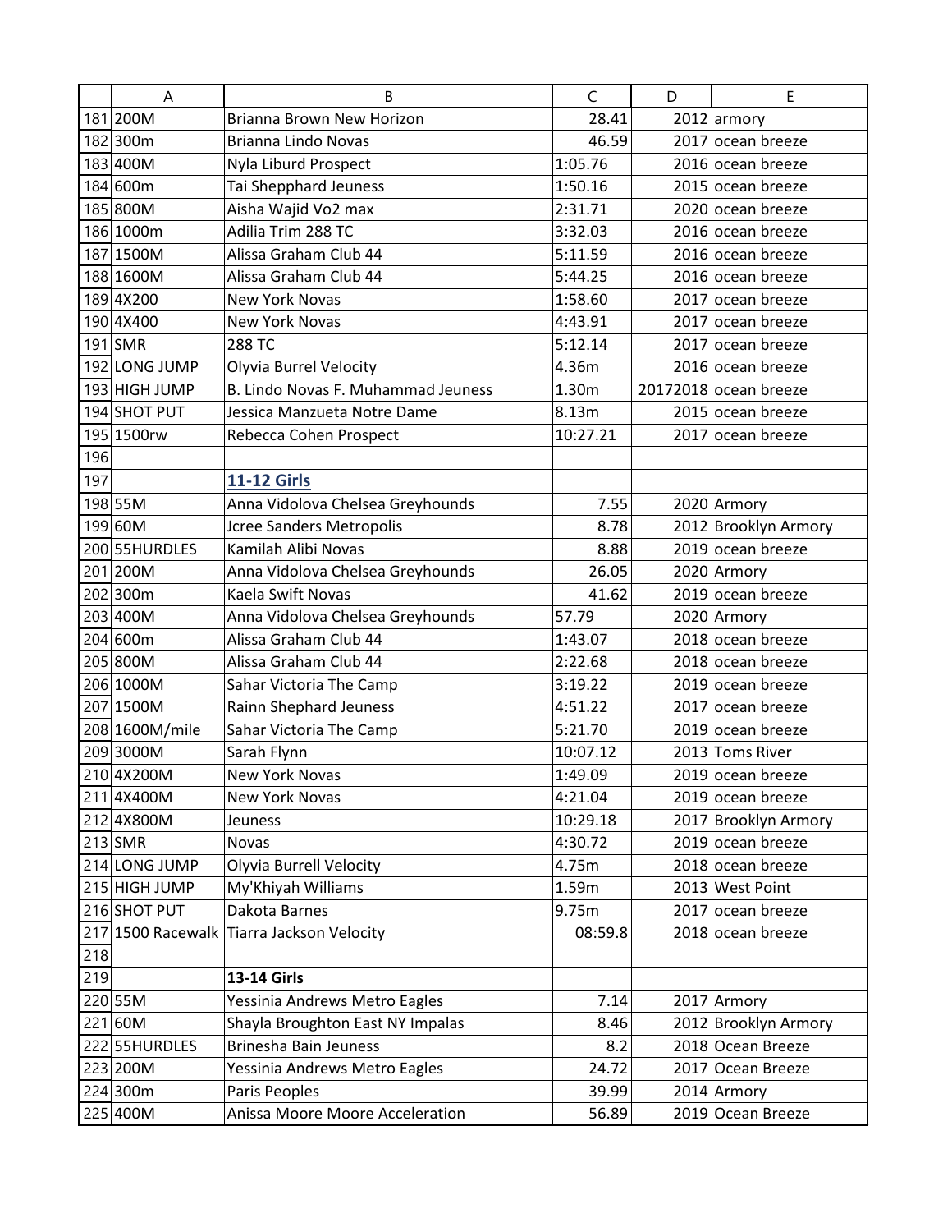|  | A | B | C | D | E |
|---|---|---|---|---|---|
| 181 | 200M | Brianna Brown New Horizon | 28.41 | 2012 | armory |
| 182 | 300m | Brianna Lindo Novas | 46.59 | 2017 | ocean breeze |
| 183 | 400M | Nyla Liburd Prospect | 1:05.76 | 2016 | ocean breeze |
| 184 | 600m | Tai Shepphard Jeuness | 1:50.16 | 2015 | ocean breeze |
| 185 | 800M | Aisha Wajid Vo2 max | 2:31.71 | 2020 | ocean breeze |
| 186 | 1000m | Adilia Trim 288 TC | 3:32.03 | 2016 | ocean breeze |
| 187 | 1500M | Alissa Graham Club 44 | 5:11.59 | 2016 | ocean breeze |
| 188 | 1600M | Alissa Graham Club 44 | 5:44.25 | 2016 | ocean breeze |
| 189 | 4X200 | New York Novas | 1:58.60 | 2017 | ocean breeze |
| 190 | 4X400 | New York Novas | 4:43.91 | 2017 | ocean breeze |
| 191 | SMR | 288 TC | 5:12.14 | 2017 | ocean breeze |
| 192 | LONG JUMP | Olyvia Burrel Velocity | 4.36m | 2016 | ocean breeze |
| 193 | HIGH JUMP | B. Lindo Novas F. Muhammad Jeuness | 1.30m | 20172018 | ocean breeze |
| 194 | SHOT PUT | Jessica Manzueta Notre Dame | 8.13m | 2015 | ocean breeze |
| 195 | 1500rw | Rebecca Cohen Prospect | 10:27.21 | 2017 | ocean breeze |
| 196 |  |  |  |  |  |
| 197 |  | **11-12 Girls** |  |  |  |
| 198 | 55M | Anna Vidolova Chelsea Greyhounds | 7.55 | 2020 | Armory |
| 199 | 60M | Jcree Sanders Metropolis | 8.78 | 2012 | Brooklyn Armory |
| 200 | 55HURDLES | Kamilah Alibi Novas | 8.88 | 2019 | ocean breeze |
| 201 | 200M | Anna Vidolova Chelsea Greyhounds | 26.05 | 2020 | Armory |
| 202 | 300m | Kaela Swift Novas | 41.62 | 2019 | ocean breeze |
| 203 | 400M | Anna Vidolova Chelsea Greyhounds | 57.79 | 2020 | Armory |
| 204 | 600m | Alissa Graham Club 44 | 1:43.07 | 2018 | ocean breeze |
| 205 | 800M | Alissa Graham Club 44 | 2:22.68 | 2018 | ocean breeze |
| 206 | 1000M | Sahar Victoria The Camp | 3:19.22 | 2019 | ocean breeze |
| 207 | 1500M | Rainn Shephard Jeuness | 4:51.22 | 2017 | ocean breeze |
| 208 | 1600M/mile | Sahar Victoria The Camp | 5:21.70 | 2019 | ocean breeze |
| 209 | 3000M | Sarah Flynn | 10:07.12 | 2013 | Toms River |
| 210 | 4X200M | New York Novas | 1:49.09 | 2019 | ocean breeze |
| 211 | 4X400M | New York Novas | 4:21.04 | 2019 | ocean breeze |
| 212 | 4X800M | Jeuness | 10:29.18 | 2017 | Brooklyn Armory |
| 213 | SMR | Novas | 4:30.72 | 2019 | ocean breeze |
| 214 | LONG JUMP | Olyvia Burrell Velocity | 4.75m | 2018 | ocean breeze |
| 215 | HIGH JUMP | My'Khiyah Williams | 1.59m | 2013 | West Point |
| 216 | SHOT PUT | Dakota Barnes | 9.75m | 2017 | ocean breeze |
| 217 | 1500 Racewalk | Tiarra Jackson Velocity | 08:59.8 | 2018 | ocean breeze |
| 218 |  |  |  |  |  |
| 219 |  | **13-14 Girls** |  |  |  |
| 220 | 55M | Yessinia Andrews Metro Eagles | 7.14 | 2017 | Armory |
| 221 | 60M | Shayla Broughton East NY Impalas | 8.46 | 2012 | Brooklyn Armory |
| 222 | 55HURDLES | Brinesha Bain Jeuness | 8.2 | 2018 | Ocean Breeze |
| 223 | 200M | Yessinia Andrews Metro Eagles | 24.72 | 2017 | Ocean Breeze |
| 224 | 300m | Paris Peoples | 39.99 | 2014 | Armory |
| 225 | 400M | Anissa Moore Moore Acceleration | 56.89 | 2019 | Ocean Breeze |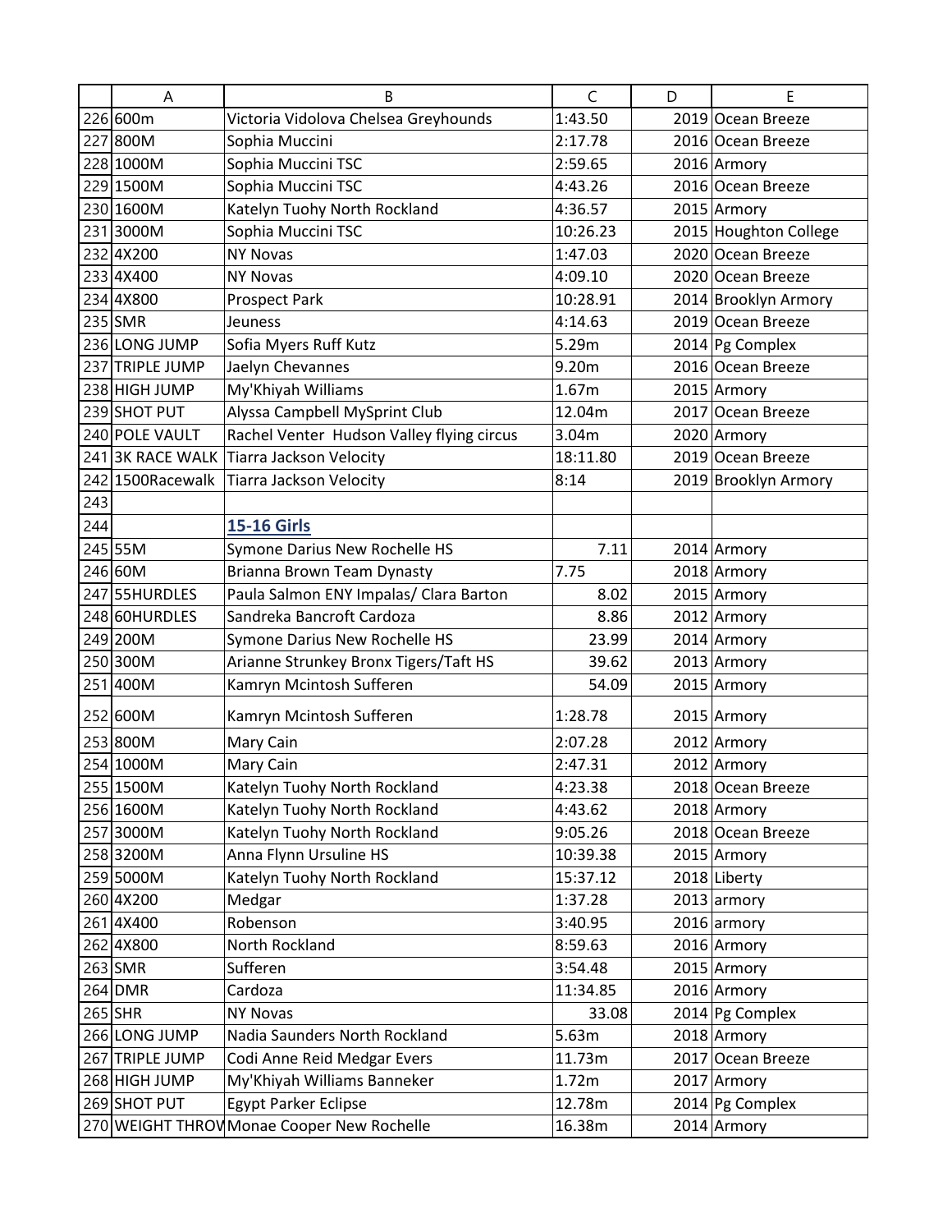| | A | B | C | D | E |
|---|---|---|---|---|---|
| 226 | 600m | Victoria Vidolova Chelsea Greyhounds | 1:43.50 | 2019 | Ocean Breeze |
| 227 | 800M | Sophia Muccini | 2:17.78 | 2016 | Ocean Breeze |
| 228 | 1000M | Sophia Muccini TSC | 2:59.65 | 2016 | Armory |
| 229 | 1500M | Sophia Muccini TSC | 4:43.26 | 2016 | Ocean Breeze |
| 230 | 1600M | Katelyn Tuohy North Rockland | 4:36.57 | 2015 | Armory |
| 231 | 3000M | Sophia Muccini TSC | 10:26.23 | 2015 | Houghton College |
| 232 | 4X200 | NY Novas | 1:47.03 | 2020 | Ocean Breeze |
| 233 | 4X400 | NY Novas | 4:09.10 | 2020 | Ocean Breeze |
| 234 | 4X800 | Prospect Park | 10:28.91 | 2014 | Brooklyn Armory |
| 235 | SMR | Jeuness | 4:14.63 | 2019 | Ocean Breeze |
| 236 | LONG JUMP | Sofia Myers Ruff Kutz | 5.29m | 2014 | Pg Complex |
| 237 | TRIPLE JUMP | Jaelyn Chevannes | 9.20m | 2016 | Ocean Breeze |
| 238 | HIGH JUMP | My'Khiyah Williams | 1.67m | 2015 | Armory |
| 239 | SHOT PUT | Alyssa Campbell MySprint Club | 12.04m | 2017 | Ocean Breeze |
| 240 | POLE VAULT | Rachel Venter Hudson Valley flying circus | 3.04m | 2020 | Armory |
| 241 | 3K RACE WALK | Tiarra Jackson Velocity | 18:11.80 | 2019 | Ocean Breeze |
| 242 | 1500Racewalk | Tiarra Jackson Velocity | 8:14 | 2019 | Brooklyn Armory |
| 243 | | | | | |
| 244 | | **15-16 Girls** | | | |
| 245 | 55M | Symone Darius New Rochelle HS | 7.11 | 2014 | Armory |
| 246 | 60M | Brianna Brown Team Dynasty | 7.75 | 2018 | Armory |
| 247 | 55HURDLES | Paula Salmon ENY Impalas/ Clara Barton | 8.02 | 2015 | Armory |
| 248 | 60HURDLES | Sandreka Bancroft Cardoza | 8.86 | 2012 | Armory |
| 249 | 200M | Symone Darius New Rochelle HS | 23.99 | 2014 | Armory |
| 250 | 300M | Arianne Strunkey Bronx Tigers/Taft HS | 39.62 | 2013 | Armory |
| 251 | 400M | Kamryn Mcintosh Sufferen | 54.09 | 2015 | Armory |
| 252 | 600M | Kamryn Mcintosh Sufferen | 1:28.78 | 2015 | Armory |
| 253 | 800M | Mary Cain | 2:07.28 | 2012 | Armory |
| 254 | 1000M | Mary Cain | 2:47.31 | 2012 | Armory |
| 255 | 1500M | Katelyn Tuohy North Rockland | 4:23.38 | 2018 | Ocean Breeze |
| 256 | 1600M | Katelyn Tuohy North Rockland | 4:43.62 | 2018 | Armory |
| 257 | 3000M | Katelyn Tuohy North Rockland | 9:05.26 | 2018 | Ocean Breeze |
| 258 | 3200M | Anna Flynn Ursuline HS | 10:39.38 | 2015 | Armory |
| 259 | 5000M | Katelyn Tuohy North Rockland | 15:37.12 | 2018 | Liberty |
| 260 | 4X200 | Medgar | 1:37.28 | 2013 | armory |
| 261 | 4X400 | Robenson | 3:40.95 | 2016 | armory |
| 262 | 4X800 | North Rockland | 8:59.63 | 2016 | Armory |
| 263 | SMR | Sufferen | 3:54.48 | 2015 | Armory |
| 264 | DMR | Cardoza | 11:34.85 | 2016 | Armory |
| 265 | SHR | NY Novas | 33.08 | 2014 | Pg Complex |
| 266 | LONG JUMP | Nadia Saunders North Rockland | 5.63m | 2018 | Armory |
| 267 | TRIPLE JUMP | Codi Anne Reid Medgar Evers | 11.73m | 2017 | Ocean Breeze |
| 268 | HIGH JUMP | My'Khiyah Williams Banneker | 1.72m | 2017 | Armory |
| 269 | SHOT PUT | Egypt Parker Eclipse | 12.78m | 2014 | Pg Complex |
| 270 | WEIGHT THROW | Monae Cooper New Rochelle | 16.38m | 2014 | Armory |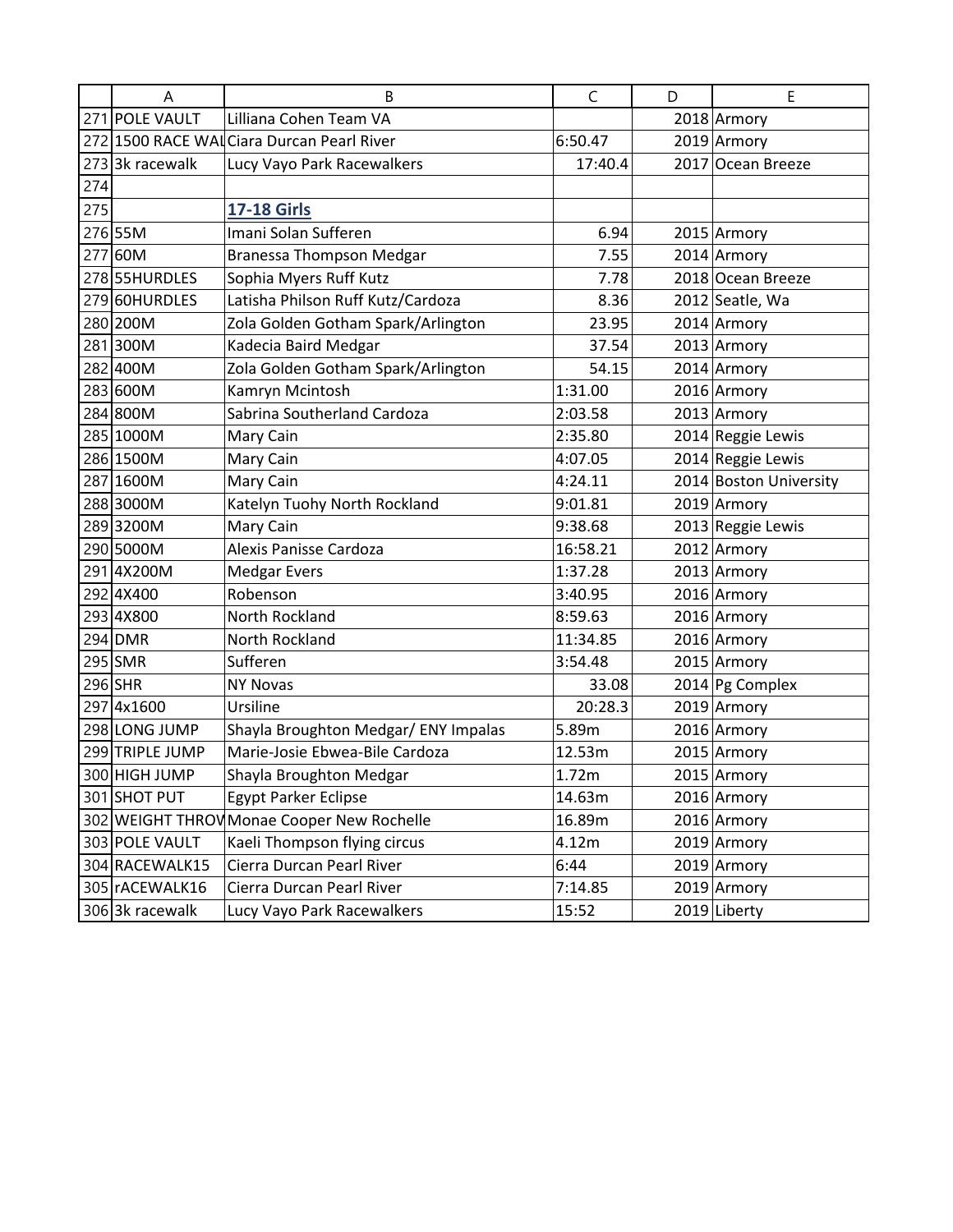| | A | B | C | D | E |
|---|---|---|---|---|---|
| 271 | POLE VAULT | Lilliana Cohen Team VA | | 2018 | Armory |
| 272 | 1500 RACE WAL | Ciara Durcan Pearl River | 6:50.47 | 2019 | Armory |
| 273 | 3k racewalk | Lucy Vayo Park Racewalkers | 17:40.4 | 2017 | Ocean Breeze |
| 274 | | | | | |
| 275 | | **17-18 Girls** | | | |
| 276 | 55M | Imani Solan Sufferen | 6.94 | 2015 | Armory |
| 277 | 60M | Branessa Thompson Medgar | 7.55 | 2014 | Armory |
| 278 | 55HURDLES | Sophia Myers Ruff Kutz | 7.78 | 2018 | Ocean Breeze |
| 279 | 60HURDLES | Latisha Philson Ruff Kutz/Cardoza | 8.36 | 2012 | Seatle, Wa |
| 280 | 200M | Zola Golden Gotham Spark/Arlington | 23.95 | 2014 | Armory |
| 281 | 300M | Kadecia Baird Medgar | 37.54 | 2013 | Armory |
| 282 | 400M | Zola Golden Gotham Spark/Arlington | 54.15 | 2014 | Armory |
| 283 | 600M | Kamryn Mcintosh | 1:31.00 | 2016 | Armory |
| 284 | 800M | Sabrina Southerland Cardoza | 2:03.58 | 2013 | Armory |
| 285 | 1000M | Mary Cain | 2:35.80 | 2014 | Reggie Lewis |
| 286 | 1500M | Mary Cain | 4:07.05 | 2014 | Reggie Lewis |
| 287 | 1600M | Mary Cain | 4:24.11 | 2014 | Boston University |
| 288 | 3000M | Katelyn Tuohy North Rockland | 9:01.81 | 2019 | Armory |
| 289 | 3200M | Mary Cain | 9:38.68 | 2013 | Reggie Lewis |
| 290 | 5000M | Alexis Panisse Cardoza | 16:58.21 | 2012 | Armory |
| 291 | 4X200M | Medgar Evers | 1:37.28 | 2013 | Armory |
| 292 | 4X400 | Robenson | 3:40.95 | 2016 | Armory |
| 293 | 4X800 | North Rockland | 8:59.63 | 2016 | Armory |
| 294 | DMR | North Rockland | 11:34.85 | 2016 | Armory |
| 295 | SMR | Sufferen | 3:54.48 | 2015 | Armory |
| 296 | SHR | NY Novas | 33.08 | 2014 | Pg Complex |
| 297 | 4x1600 | Ursiline | 20:28.3 | 2019 | Armory |
| 298 | LONG JUMP | Shayla Broughton Medgar/ ENY Impalas | 5.89m | 2016 | Armory |
| 299 | TRIPLE JUMP | Marie-Josie Ebwea-Bile Cardoza | 12.53m | 2015 | Armory |
| 300 | HIGH JUMP | Shayla Broughton Medgar | 1.72m | 2015 | Armory |
| 301 | SHOT PUT | Egypt Parker Eclipse | 14.63m | 2016 | Armory |
| 302 | WEIGHT THROV | Monae Cooper New Rochelle | 16.89m | 2016 | Armory |
| 303 | POLE VAULT | Kaeli Thompson flying circus | 4.12m | 2019 | Armory |
| 304 | RACEWALK15 | Cierra Durcan Pearl River | 6:44 | 2019 | Armory |
| 305 | rACEWALK16 | Cierra Durcan Pearl River | 7:14.85 | 2019 | Armory |
| 306 | 3k racewalk | Lucy Vayo Park Racewalkers | 15:52 | 2019 | Liberty |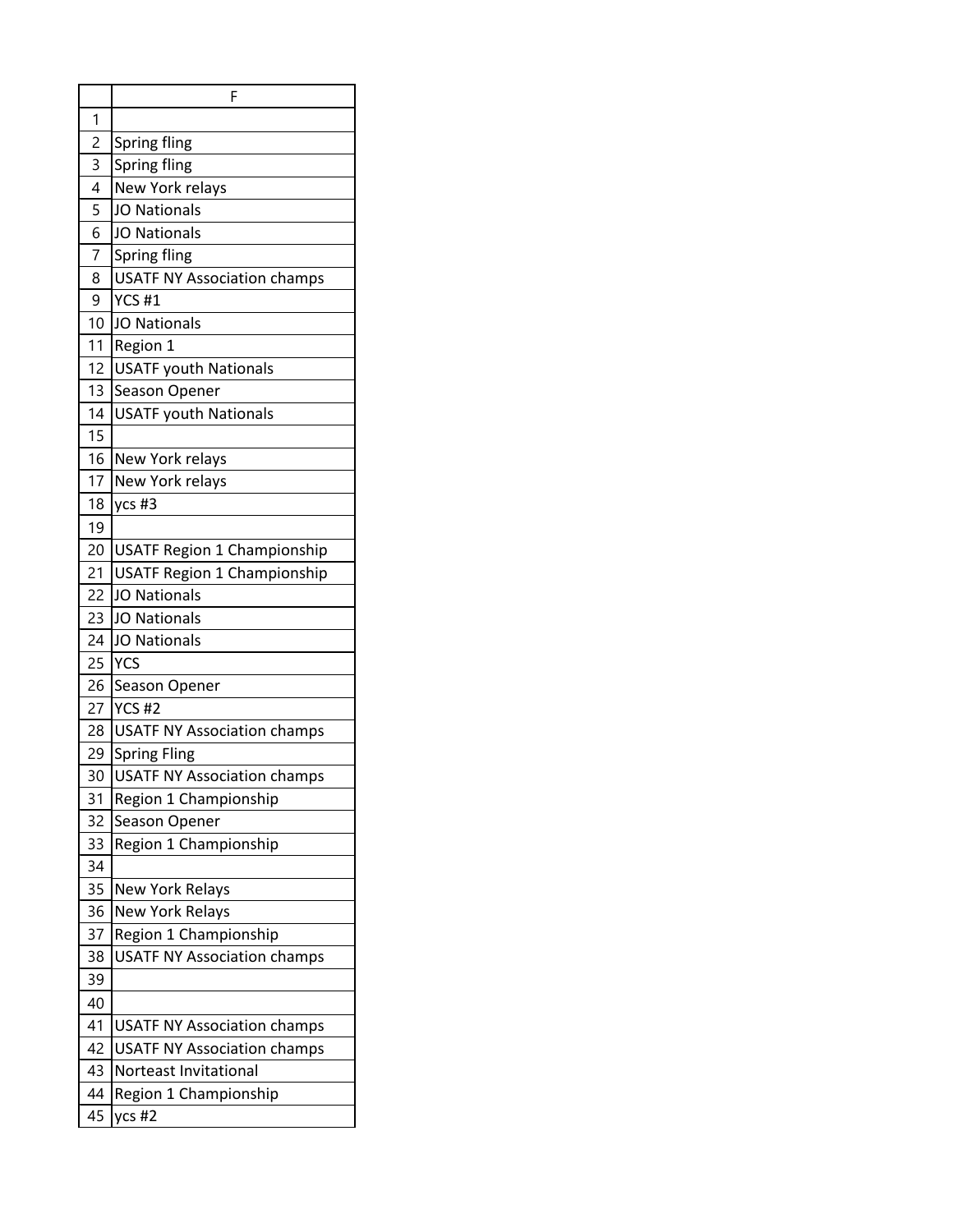| | F |
|---|---|
| 1 | |
| 2 | Spring fling |
| 3 | Spring fling |
| 4 | New York relays |
| 5 | JO Nationals |
| 6 | JO Nationals |
| 7 | Spring fling |
| 8 | USATF NY Association champs |
| 9 | YCS #1 |
| 10 | JO Nationals |
| 11 | Region 1 |
| 12 | USATF youth Nationals |
| 13 | Season Opener |
| 14 | USATF youth Nationals |
| 15 | |
| 16 | New York relays |
| 17 | New York relays |
| 18 | ycs #3 |
| 19 | |
| 20 | USATF Region 1 Championship |
| 21 | USATF Region 1 Championship |
| 22 | JO Nationals |
| 23 | JO Nationals |
| 24 | JO Nationals |
| 25 | YCS |
| 26 | Season Opener |
| 27 | YCS #2 |
| 28 | USATF NY Association champs |
| 29 | Spring Fling |
| 30 | USATF NY Association champs |
| 31 | Region 1 Championship |
| 32 | Season Opener |
| 33 | Region 1 Championship |
| 34 | |
| 35 | New York Relays |
| 36 | New York Relays |
| 37 | Region 1 Championship |
| 38 | USATF NY Association champs |
| 39 | |
| 40 | |
| 41 | USATF NY Association champs |
| 42 | USATF NY Association champs |
| 43 | Norteast Invitational |
| 44 | Region 1 Championship |
| 45 | ycs #2 |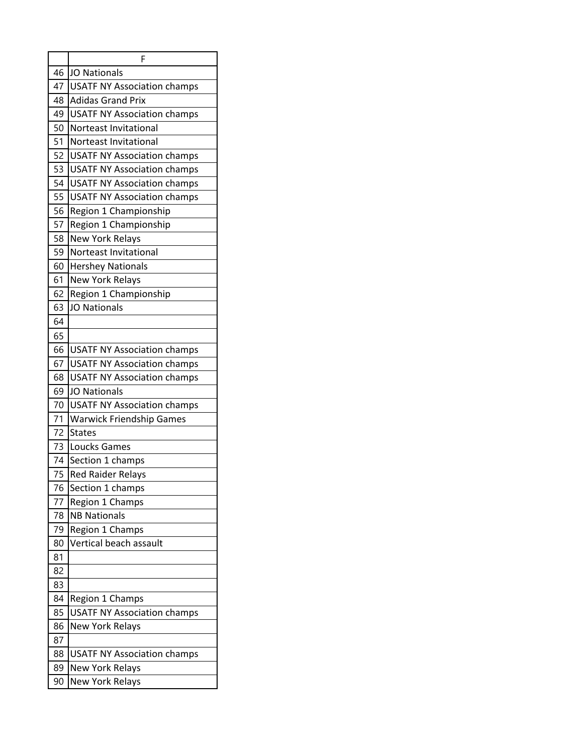| | F |
|---|---|
| 46 | JO Nationals |
| 47 | USATF NY Association champs |
| 48 | Adidas Grand Prix |
| 49 | USATF NY Association champs |
| 50 | Norteast Invitational |
| 51 | Norteast Invitational |
| 52 | USATF NY Association champs |
| 53 | USATF NY Association champs |
| 54 | USATF NY Association champs |
| 55 | USATF NY Association champs |
| 56 | Region 1 Championship |
| 57 | Region 1 Championship |
| 58 | New York Relays |
| 59 | Norteast Invitational |
| 60 | Hershey Nationals |
| 61 | New York Relays |
| 62 | Region 1 Championship |
| 63 | JO Nationals |
| 64 | |
| 65 | |
| 66 | USATF NY Association champs |
| 67 | USATF NY Association champs |
| 68 | USATF NY Association champs |
| 69 | JO Nationals |
| 70 | USATF NY Association champs |
| 71 | Warwick Friendship Games |
| 72 | States |
| 73 | Loucks Games |
| 74 | Section 1 champs |
| 75 | Red Raider Relays |
| 76 | Section 1 champs |
| 77 | Region 1 Champs |
| 78 | NB Nationals |
| 79 | Region 1 Champs |
| 80 | Vertical beach assault |
| 81 | |
| 82 | |
| 83 | |
| 84 | Region 1 Champs |
| 85 | USATF NY Association champs |
| 86 | New York Relays |
| 87 | |
| 88 | USATF NY Association champs |
| 89 | New York Relays |
| 90 | New York Relays |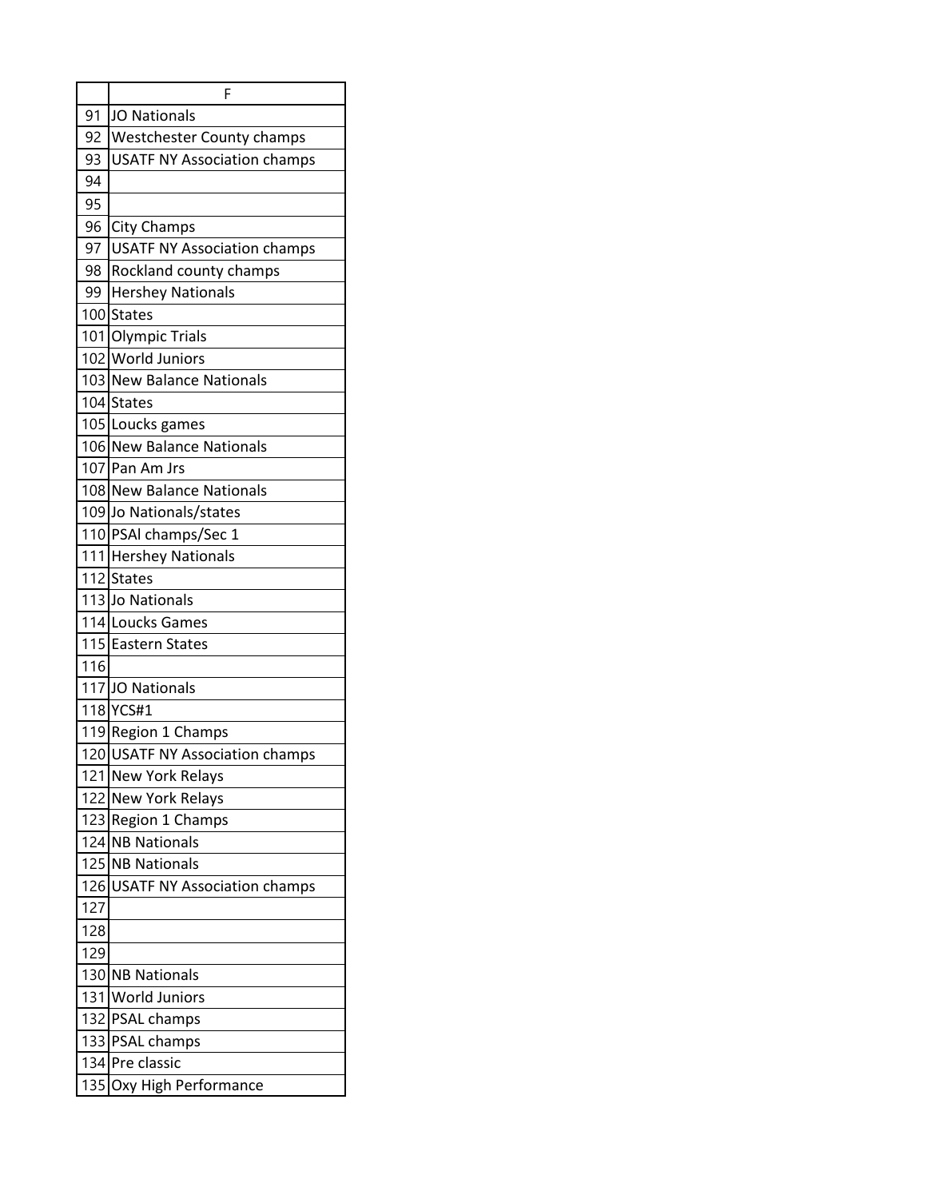| | F |
|---|---|
| 91 | JO Nationals |
| 92 | Westchester County champs |
| 93 | USATF NY Association champs |
| 94 | |
| 95 | |
| 96 | City Champs |
| 97 | USATF NY Association champs |
| 98 | Rockland county champs |
| 99 | Hershey Nationals |
| 100 | States |
| 101 | Olympic Trials |
| 102 | World Juniors |
| 103 | New Balance Nationals |
| 104 | States |
| 105 | Loucks games |
| 106 | New Balance Nationals |
| 107 | Pan Am Jrs |
| 108 | New Balance Nationals |
| 109 | Jo Nationals/states |
| 110 | PSAl champs/Sec 1 |
| 111 | Hershey Nationals |
| 112 | States |
| 113 | Jo Nationals |
| 114 | Loucks Games |
| 115 | Eastern States |
| 116 | |
| 117 | JO Nationals |
| 118 | YCS#1 |
| 119 | Region 1 Champs |
| 120 | USATF NY Association champs |
| 121 | New York Relays |
| 122 | New York Relays |
| 123 | Region 1 Champs |
| 124 | NB Nationals |
| 125 | NB Nationals |
| 126 | USATF NY Association champs |
| 127 | |
| 128 | |
| 129 | |
| 130 | NB Nationals |
| 131 | World Juniors |
| 132 | PSAL champs |
| 133 | PSAL champs |
| 134 | Pre classic |
| 135 | Oxy High Performance |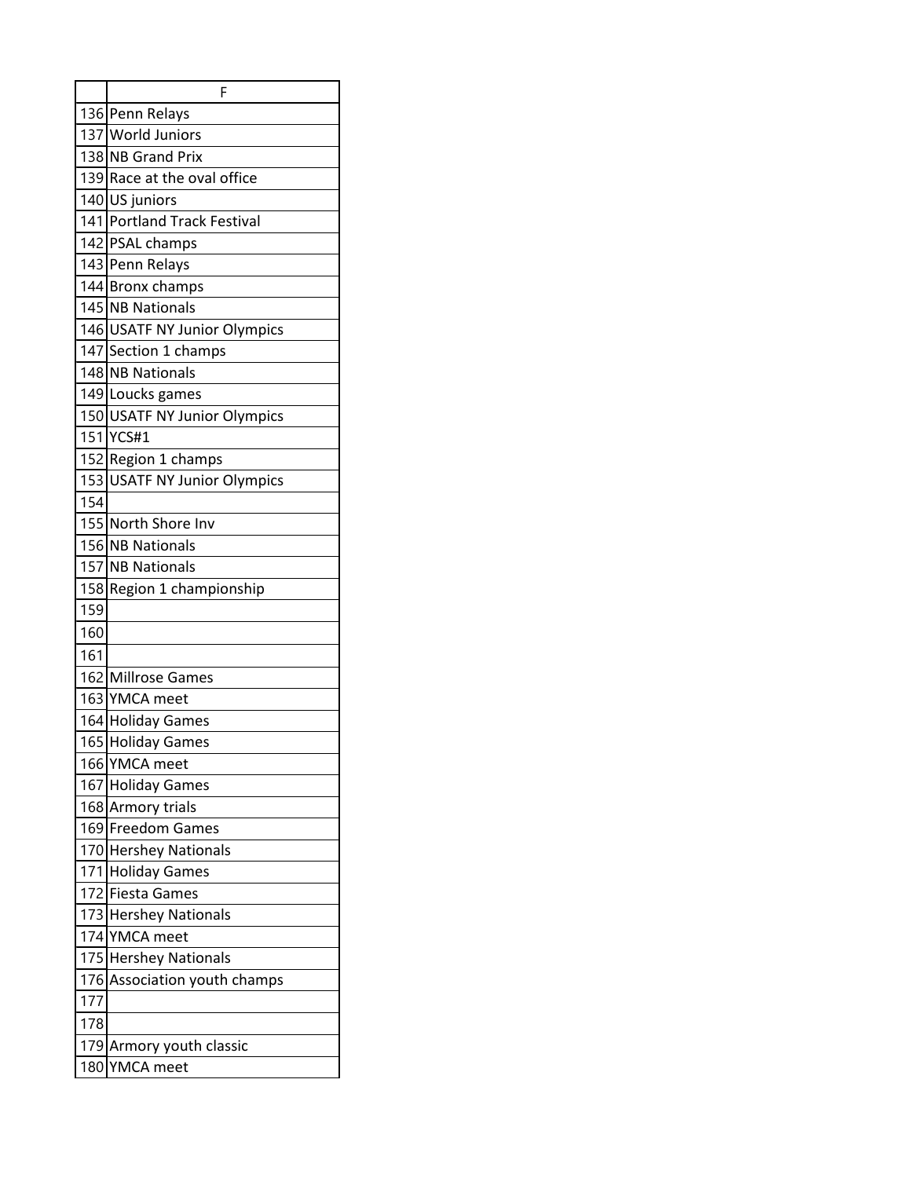| | F |
|---|---|
| 136 | Penn Relays |
| 137 | World Juniors |
| 138 | NB Grand Prix |
| 139 | Race at the oval office |
| 140 | US juniors |
| 141 | Portland Track Festival |
| 142 | PSAL champs |
| 143 | Penn Relays |
| 144 | Bronx champs |
| 145 | NB Nationals |
| 146 | USATF NY Junior Olympics |
| 147 | Section 1 champs |
| 148 | NB Nationals |
| 149 | Loucks games |
| 150 | USATF NY Junior Olympics |
| 151 | YCS#1 |
| 152 | Region 1 champs |
| 153 | USATF NY Junior Olympics |
| 154 | |
| 155 | North Shore Inv |
| 156 | NB Nationals |
| 157 | NB Nationals |
| 158 | Region 1 championship |
| 159 | |
| 160 | |
| 161 | |
| 162 | Millrose Games |
| 163 | YMCA meet |
| 164 | Holiday Games |
| 165 | Holiday Games |
| 166 | YMCA meet |
| 167 | Holiday Games |
| 168 | Armory trials |
| 169 | Freedom Games |
| 170 | Hershey Nationals |
| 171 | Holiday Games |
| 172 | Fiesta Games |
| 173 | Hershey Nationals |
| 174 | YMCA meet |
| 175 | Hershey Nationals |
| 176 | Association youth champs |
| 177 | |
| 178 | |
| 179 | Armory youth classic |
| 180 | YMCA meet |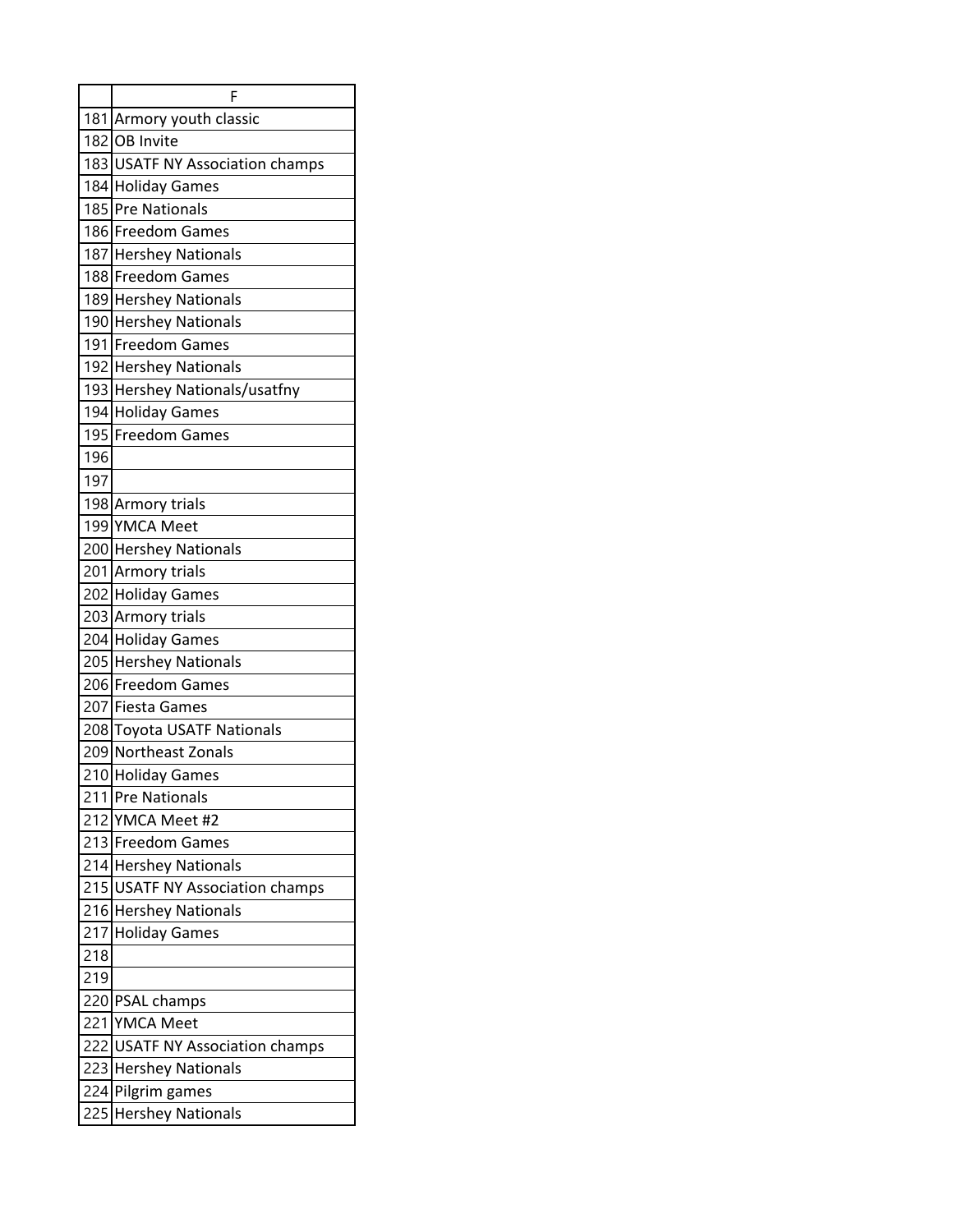|  | F |
| --- | --- |
| 181 | Armory youth classic |
| 182 | OB Invite |
| 183 | USATF NY Association champs |
| 184 | Holiday Games |
| 185 | Pre Nationals |
| 186 | Freedom Games |
| 187 | Hershey Nationals |
| 188 | Freedom Games |
| 189 | Hershey Nationals |
| 190 | Hershey Nationals |
| 191 | Freedom Games |
| 192 | Hershey Nationals |
| 193 | Hershey Nationals/usatfny |
| 194 | Holiday Games |
| 195 | Freedom Games |
| 196 |  |
| 197 |  |
| 198 | Armory trials |
| 199 | YMCA Meet |
| 200 | Hershey Nationals |
| 201 | Armory trials |
| 202 | Holiday Games |
| 203 | Armory trials |
| 204 | Holiday Games |
| 205 | Hershey Nationals |
| 206 | Freedom Games |
| 207 | Fiesta Games |
| 208 | Toyota USATF Nationals |
| 209 | Northeast Zonals |
| 210 | Holiday Games |
| 211 | Pre Nationals |
| 212 | YMCA Meet #2 |
| 213 | Freedom Games |
| 214 | Hershey Nationals |
| 215 | USATF NY Association champs |
| 216 | Hershey Nationals |
| 217 | Holiday Games |
| 218 |  |
| 219 |  |
| 220 | PSAL champs |
| 221 | YMCA Meet |
| 222 | USATF NY Association champs |
| 223 | Hershey Nationals |
| 224 | Pilgrim games |
| 225 | Hershey Nationals |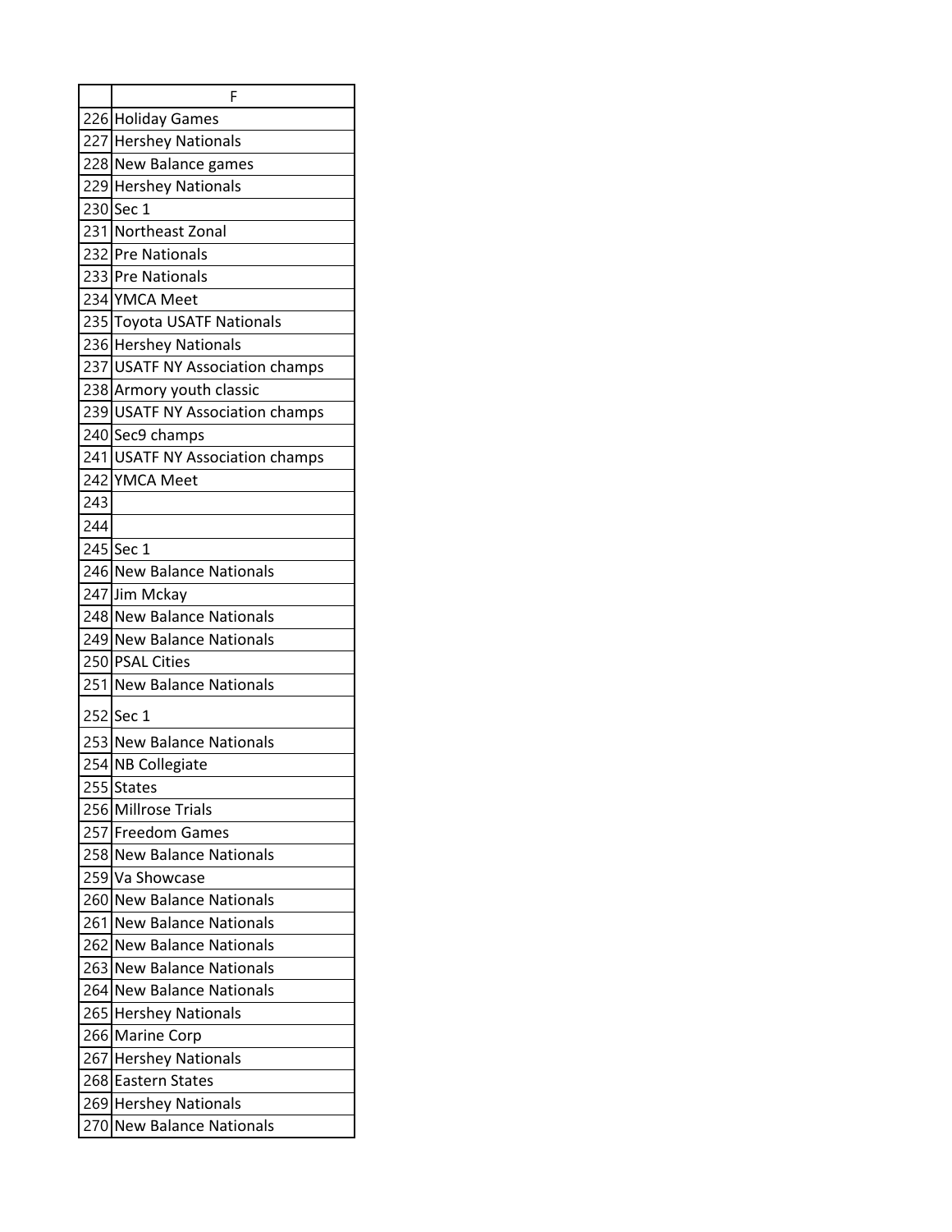| | F |
|---|---|
| 226 | Holiday Games |
| 227 | Hershey Nationals |
| 228 | New Balance games |
| 229 | Hershey Nationals |
| 230 | Sec 1 |
| 231 | Northeast Zonal |
| 232 | Pre Nationals |
| 233 | Pre Nationals |
| 234 | YMCA Meet |
| 235 | Toyota USATF Nationals |
| 236 | Hershey Nationals |
| 237 | USATF NY Association champs |
| 238 | Armory youth classic |
| 239 | USATF NY Association champs |
| 240 | Sec9 champs |
| 241 | USATF NY Association champs |
| 242 | YMCA Meet |
| 243 | |
| 244 | |
| 245 | Sec 1 |
| 246 | New Balance Nationals |
| 247 | Jim Mckay |
| 248 | New Balance Nationals |
| 249 | New Balance Nationals |
| 250 | PSAL Cities |
| 251 | New Balance Nationals |
| 252 | Sec 1 |
| 253 | New Balance Nationals |
| 254 | NB Collegiate |
| 255 | States |
| 256 | Millrose Trials |
| 257 | Freedom Games |
| 258 | New Balance Nationals |
| 259 | Va Showcase |
| 260 | New Balance Nationals |
| 261 | New Balance Nationals |
| 262 | New Balance Nationals |
| 263 | New Balance Nationals |
| 264 | New Balance Nationals |
| 265 | Hershey Nationals |
| 266 | Marine Corp |
| 267 | Hershey Nationals |
| 268 | Eastern States |
| 269 | Hershey Nationals |
| 270 | New Balance Nationals |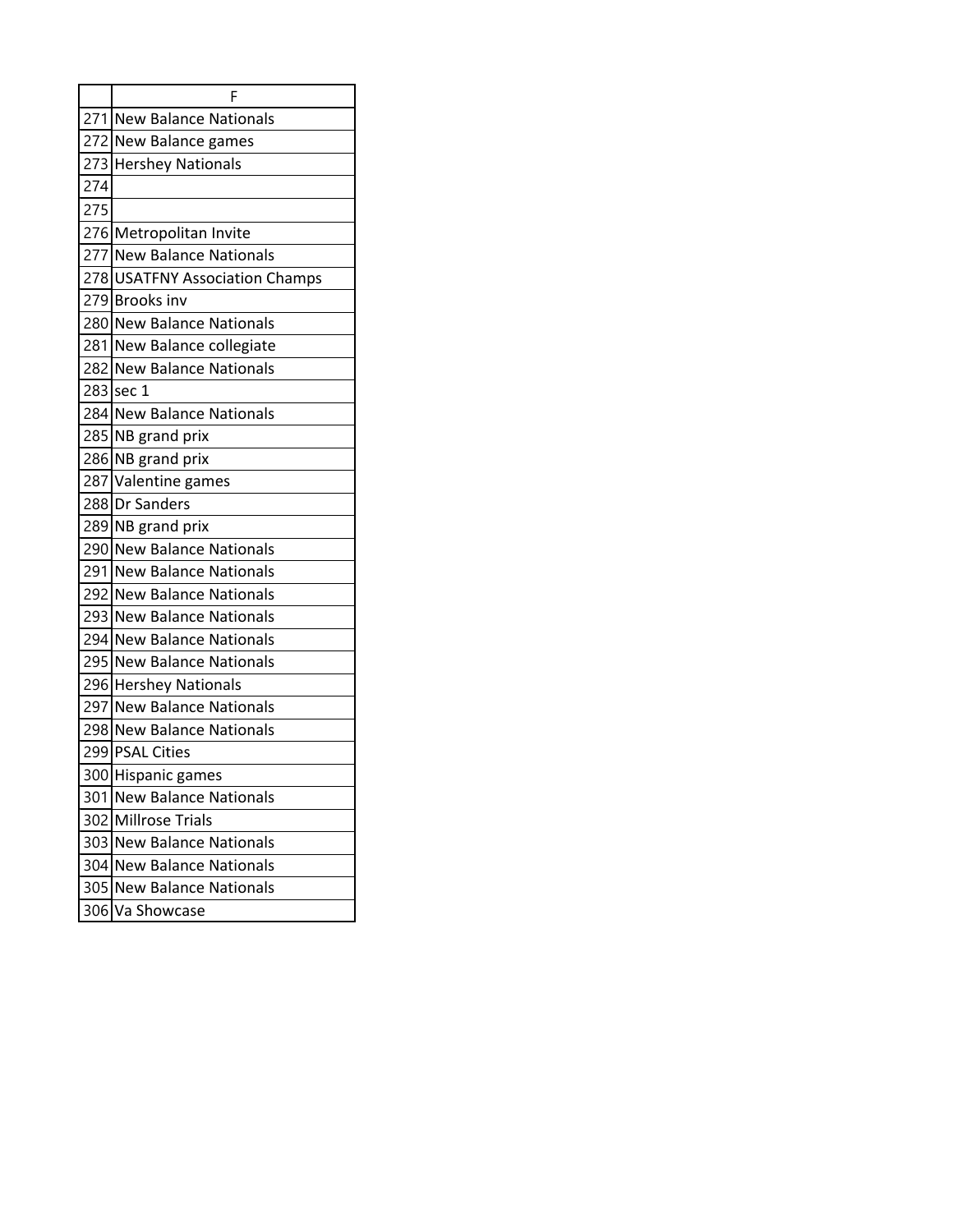| | F |
|---|---|
| 271 | New Balance Nationals |
| 272 | New Balance games |
| 273 | Hershey Nationals |
| 274 | |
| 275 | |
| 276 | Metropolitan Invite |
| 277 | New Balance Nationals |
| 278 | USATFNY Association Champs |
| 279 | Brooks inv |
| 280 | New Balance Nationals |
| 281 | New Balance collegiate |
| 282 | New Balance Nationals |
| 283 | sec 1 |
| 284 | New Balance Nationals |
| 285 | NB grand prix |
| 286 | NB grand prix |
| 287 | Valentine games |
| 288 | Dr Sanders |
| 289 | NB grand prix |
| 290 | New Balance Nationals |
| 291 | New Balance Nationals |
| 292 | New Balance Nationals |
| 293 | New Balance Nationals |
| 294 | New Balance Nationals |
| 295 | New Balance Nationals |
| 296 | Hershey Nationals |
| 297 | New Balance Nationals |
| 298 | New Balance Nationals |
| 299 | PSAL Cities |
| 300 | Hispanic games |
| 301 | New Balance Nationals |
| 302 | Millrose Trials |
| 303 | New Balance Nationals |
| 304 | New Balance Nationals |
| 305 | New Balance Nationals |
| 306 | Va Showcase |